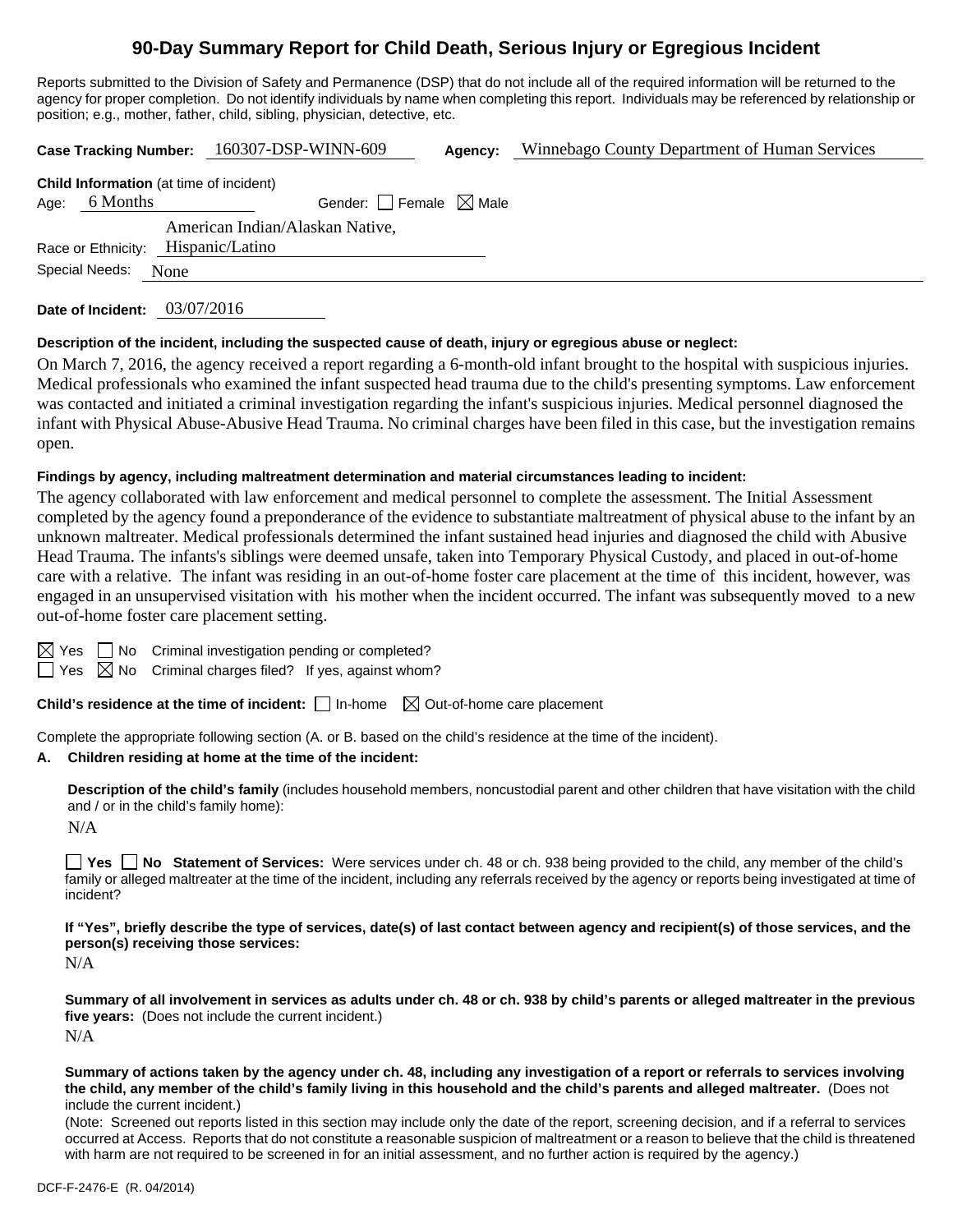# 90-Day Summary Report for Child Death, Serious Injury or Egregious Incident

Reports submitted to the Division of Safety and Permanence (DSP) that do not include all of the required information will be returned to the agency for proper completion. Do not identify individuals by name when completing this report. Individuals may be referenced by relationship or position; e.g., mother, father, child, sibling, physician, detective, etc.

**Case Tracking Number:** 160307-DSP-WINN-609 **Agency:** Winnebago County Department of Human Services

**Child Information** (at time of incident)

Age: 6 Months Gender: ☐ Female ☒ Male

Race or Ethnicity: American Indian/Alaskan Native, Hispanic/Latino

Special Needs: None

**Date of Incident:** 03/07/2016

**Description of the incident, including the suspected cause of death, injury or egregious abuse or neglect:**

On March 7, 2016, the agency received a report regarding a 6-month-old infant brought to the hospital with suspicious injuries. Medical professionals who examined the infant suspected head trauma due to the child's presenting symptoms. Law enforcement was contacted and initiated a criminal investigation regarding the infant's suspicious injuries. Medical personnel diagnosed the infant with Physical Abuse-Abusive Head Trauma. No criminal charges have been filed in this case, but the investigation remains open.

**Findings by agency, including maltreatment determination and material circumstances leading to incident:**

The agency collaborated with law enforcement and medical personnel to complete the assessment. The Initial Assessment completed by the agency found a preponderance of the evidence to substantiate maltreatment of physical abuse to the infant by an unknown maltreater. Medical professionals determined the infant sustained head injuries and diagnosed the child with Abusive Head Trauma. The infants's siblings were deemed unsafe, taken into Temporary Physical Custody, and placed in out-of-home care with a relative. The infant was residing in an out-of-home foster care placement at the time of this incident, however, was engaged in an unsupervised visitation with his mother when the incident occurred. The infant was subsequently moved to a new out-of-home foster care placement setting.

☒ Yes ☐ No Criminal investigation pending or completed?

☐ Yes ☒ No Criminal charges filed? If yes, against whom?

**Child's residence at the time of incident:** ☐ In-home ☒ Out-of-home care placement

Complete the appropriate following section (A. or B. based on the child's residence at the time of the incident).

**A. Children residing at home at the time of the incident:**

**Description of the child's family** (includes household members, noncustodial parent and other children that have visitation with the child and / or in the child's family home):

N/A

☐ **Yes** ☐ **No Statement of Services:** Were services under ch. 48 or ch. 938 being provided to the child, any member of the child's family or alleged maltreater at the time of the incident, including any referrals received by the agency or reports being investigated at time of incident?

**If "Yes", briefly describe the type of services, date(s) of last contact between agency and recipient(s) of those services, and the person(s) receiving those services:**

N/A

**Summary of all involvement in services as adults under ch. 48 or ch. 938 by child's parents or alleged maltreater in the previous five years:** (Does not include the current incident.)

N/A

**Summary of actions taken by the agency under ch. 48, including any investigation of a report or referrals to services involving the child, any member of the child's family living in this household and the child's parents and alleged maltreater.** (Does not include the current incident.)

(Note: Screened out reports listed in this section may include only the date of the report, screening decision, and if a referral to services occurred at Access. Reports that do not constitute a reasonable suspicion of maltreatment or a reason to believe that the child is threatened with harm are not required to be screened in for an initial assessment, and no further action is required by the agency.)

DCF-F-2476-E (R. 04/2014)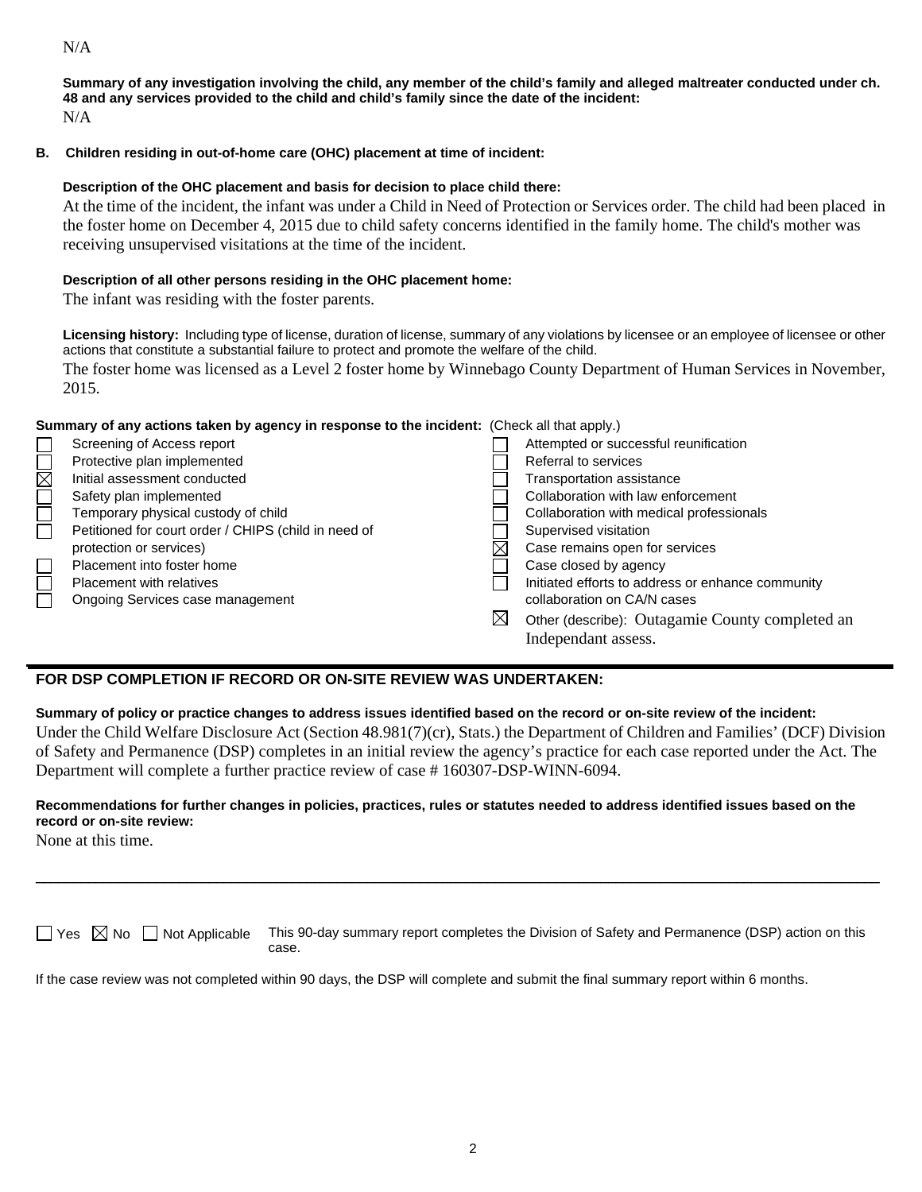N/A

**Summary of any investigation involving the child, any member of the child's family and alleged maltreater conducted under ch. 48 and any services provided to the child and child's family since the date of the incident:**

N/A

**B. Children residing in out-of-home care (OHC) placement at time of incident:**

**Description of the OHC placement and basis for decision to place child there:**

At the time of the incident, the infant was under a Child in Need of Protection or Services order. The child had been placed in the foster home on December 4, 2015 due to child safety concerns identified in the family home. The child's mother was receiving unsupervised visitations at the time of the incident.

**Description of all other persons residing in the OHC placement home:**

The infant was residing with the foster parents.

**Licensing history:** Including type of license, duration of license, summary of any violations by licensee or an employee of licensee or other actions that constitute a substantial failure to protect and promote the welfare of the child.

The foster home was licensed as a Level 2 foster home by Winnebago County Department of Human Services in November, 2015.

**Summary of any actions taken by agency in response to the incident:** (Check all that apply.)

- ☐ Screening of Access report
- ☐ Protective plan implemented
- ☒ Initial assessment conducted
- ☐ Safety plan implemented
- ☐ Temporary physical custody of child
- ☐ Petitioned for court order / CHIPS (child in need of protection or services)
- ☐ Placement into foster home
- ☐ Placement with relatives
- ☐ Ongoing Services case management
- ☐ Attempted or successful reunification
- ☐ Referral to services
- ☐ Transportation assistance
- ☐ Collaboration with law enforcement
- ☐ Collaboration with medical professionals
- ☐ Supervised visitation
- ☒ Case remains open for services
- ☐ Case closed by agency
- ☐ Initiated efforts to address or enhance community collaboration on CA/N cases
- ☒ Other (describe): Outagamie County completed an Independant assess.

---

**FOR DSP COMPLETION IF RECORD OR ON-SITE REVIEW WAS UNDERTAKEN:**

**Summary of policy or practice changes to address issues identified based on the record or on-site review of the incident:**

Under the Child Welfare Disclosure Act (Section 48.981(7)(cr), Stats.) the Department of Children and Families' (DCF) Division of Safety and Permanence (DSP) completes in an initial review the agency's practice for each case reported under the Act. The Department will complete a further practice review of case # 160307-DSP-WINN-6094.

**Recommendations for further changes in policies, practices, rules or statutes needed to address identified issues based on the record or on-site review:**

None at this time.

---

☐ Yes ☒ No ☐ Not Applicable This 90-day summary report completes the Division of Safety and Permanence (DSP) action on this case.

If the case review was not completed within 90 days, the DSP will complete and submit the final summary report within 6 months.